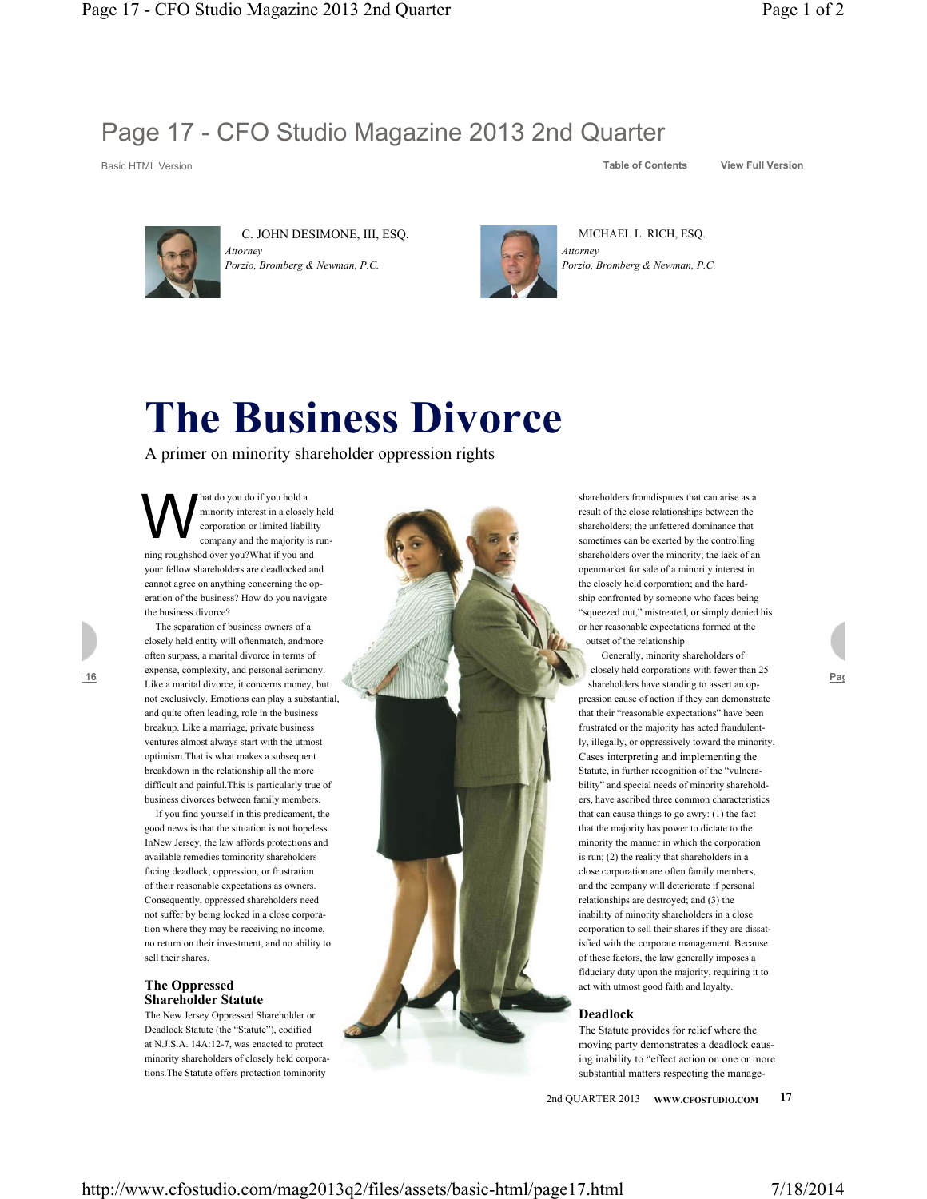# Page 17 - CFO Studio Magazine 2013 2nd Quarter

Basic HTML Version

Table of Contents

View Full Version

C. JOHN DESIMONE, III, ESQ.
*Attorney*
*Porzio, Bromberg & Newman, P.C.*

MICHAEL L. RICH, ESQ.
*Attorney*
*Porzio, Bromberg & Newman, P.C.*

# The Business Divorce

A primer on minority shareholder oppression rights

What do you do if you hold a minority interest in a closely held corporation or limited liability company and the majority is running roughshod over you?What if you and your fellow shareholders are deadlocked and cannot agree on anything concerning the operation of the business? How do you navigate the business divorce?

The separation of business owners of a closely held entity will oftenmatch, andmore often surpass, a marital divorce in terms of expense, complexity, and personal acrimony. Like a marital divorce, it concerns money, but not exclusively. Emotions can play a substantial, and quite often leading, role in the business breakup. Like a marriage, private business ventures almost always start with the utmost optimism.That is what makes a subsequent breakdown in the relationship all the more difficult and painful.This is particularly true of business divorces between family members.

If you find yourself in this predicament, the good news is that the situation is not hopeless. InNew Jersey, the law affords protections and available remedies tominority shareholders facing deadlock, oppression, or frustration of their reasonable expectations as owners. Consequently, oppressed shareholders need not suffer by being locked in a close corporation where they may be receiving no income, no return on their investment, and no ability to sell their shares.

## The Oppressed Shareholder Statute

The New Jersey Oppressed Shareholder or Deadlock Statute (the "Statute"), codified at N.J.S.A. 14A:12-7, was enacted to protect minority shareholders of closely held corporations.The Statute offers protection tominority shareholders fromdisputes that can arise as a result of the close relationships between the shareholders; the unfettered dominance that sometimes can be exerted by the controlling shareholders over the minority; the lack of an openmarket for sale of a minority interest in the closely held corporation; and the hardship confronted by someone who faces being "squeezed out," mistreated, or simply denied his or her reasonable expectations formed at the outset of the relationship.

Generally, minority shareholders of closely held corporations with fewer than 25 shareholders have standing to assert an oppression cause of action if they can demonstrate that their "reasonable expectations" have been frustrated or the majority has acted fraudulently, illegally, or oppressively toward the minority. Cases interpreting and implementing the Statute, in further recognition of the "vulnerability" and special needs of minority shareholders, have ascribed three common characteristics that can cause things to go awry: (1) the fact that the majority has power to dictate to the minority the manner in which the corporation is run; (2) the reality that shareholders in a close corporation are often family members, and the company will deteriorate if personal relationships are destroyed; and (3) the inability of minority shareholders in a close corporation to sell their shares if they are dissatisfied with the corporate management. Because of these factors, the law generally imposes a fiduciary duty upon the majority, requiring it to act with utmost good faith and loyalty.

## Deadlock

The Statute provides for relief where the moving party demonstrates a deadlock causing inability to "effect action on one or more substantial matters respecting the manage-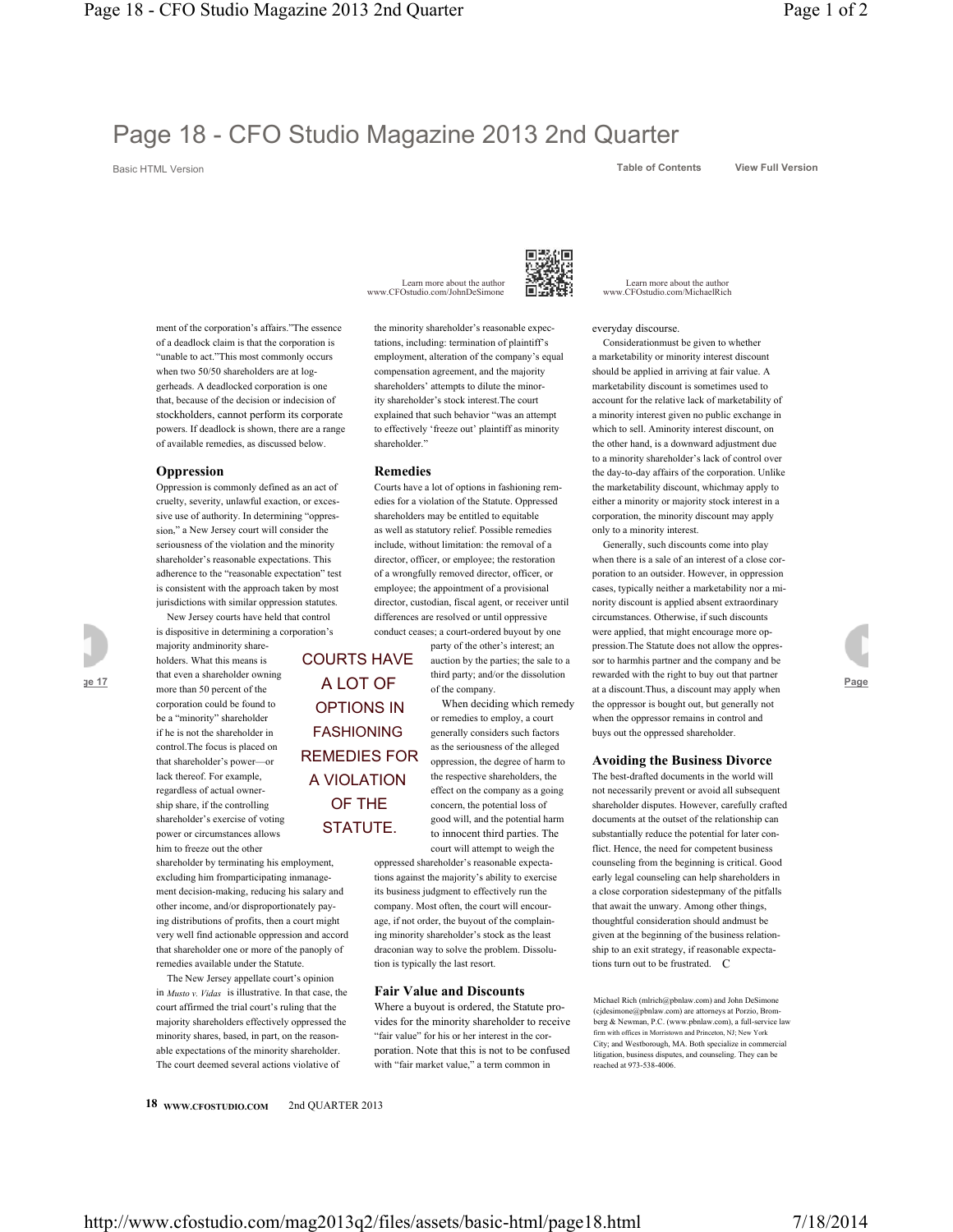Learn more about the author
www.CFOstudio.com/JohnDeSimone

Learn more about the author
www.CFOstudio.com/MichaelRich

ment of the corporation's affairs."The essence of a deadlock claim is that the corporation is "unable to act."This most commonly occurs when two 50/50 shareholders are at loggerheads. A deadlocked corporation is one that, because of the decision or indecision of stockholders, cannot perform its corporate powers. If deadlock is shown, there are a range of available remedies, as discussed below.

### Oppression

Oppression is commonly defined as an act of cruelty, severity, unlawful exaction, or excessive use of authority. In determining "oppression," a New Jersey court will consider the seriousness of the violation and the minority shareholder's reasonable expectations. This adherence to the "reasonable expectation" test is consistent with the approach taken by most jurisdictions with similar oppression statutes.

New Jersey courts have held that control is dispositive in determining a corporation's majority andminority shareholders. What this means is that even a shareholder owning more than 50 percent of the corporation could be found to be a "minority" shareholder if he is not the shareholder in control.The focus is placed on that shareholder's power—or lack thereof. For example, regardless of actual ownership share, if the controlling shareholder's exercise of voting power or circumstances allows him to freeze out the other shareholder by terminating his employment, excluding him fromparticipating inmanagement decision-making, reducing his salary and other income, and/or disproportionately paying distributions of profits, then a court might very well find actionable oppression and accord that shareholder one or more of the panoply of remedies available under the Statute.

The New Jersey appellate court's opinion in *Musto v. Vidas* is illustrative. In that case, the court affirmed the trial court's ruling that the majority shareholders effectively oppressed the minority shares, based, in part, on the reasonable expectations of the minority shareholder. The court deemed several actions violative of the minority shareholder's reasonable expectations, including: termination of plaintiff's employment, alteration of the company's equal compensation agreement, and the majority shareholders' attempts to dilute the minority shareholder's stock interest.The court explained that such behavior "was an attempt to effectively 'freeze out' plaintiff as minority shareholder."

### Remedies

Courts have a lot of options in fashioning remedies for a violation of the Statute. Oppressed shareholders may be entitled to equitable as well as statutory relief. Possible remedies include, without limitation: the removal of a director, officer, or employee; the restoration of a wrongfully removed director, officer, or employee; the appointment of a provisional director, custodian, fiscal agent, or receiver until differences are resolved or until oppressive conduct ceases; a court-ordered buyout by one party of the other's interest; an auction by the parties; the sale to a third party; and/or the dissolution of the company.

COURTS HAVE A LOT OF OPTIONS IN FASHIONING REMEDIES FOR A VIOLATION OF THE STATUTE.

When deciding which remedy or remedies to employ, a court generally considers such factors as the seriousness of the alleged oppression, the degree of harm to the respective shareholders, the effect on the company as a going concern, the potential loss of good will, and the potential harm to innocent third parties. The court will attempt to weigh the oppressed shareholder's reasonable expectations against the majority's ability to exercise its business judgment to effectively run the company. Most often, the court will encourage, if not order, the buyout of the complaining minority shareholder's stock as the least draconian way to solve the problem. Dissolution is typically the last resort.

### Fair Value and Discounts

Where a buyout is ordered, the Statute provides for the minority shareholder to receive "fair value" for his or her interest in the corporation. Note that this is not to be confused with "fair market value," a term common in everyday discourse.

Considerationmust be given to whether a marketability or minority interest discount should be applied in arriving at fair value. A marketability discount is sometimes used to account for the relative lack of marketability of a minority interest given no public exchange in which to sell. Aminority interest discount, on the other hand, is a downward adjustment due to a minority shareholder's lack of control over the day-to-day affairs of the corporation. Unlike the marketability discount, whichmay apply to either a minority or majority stock interest in a corporation, the minority discount may apply only to a minority interest.

Generally, such discounts come into play when there is a sale of an interest of a close corporation to an outsider. However, in oppression cases, typically neither a marketability nor a minority discount is applied absent extraordinary circumstances. Otherwise, if such discounts were applied, that might encourage more oppression.The Statute does not allow the oppressor to harmhis partner and the company and be rewarded with the right to buy out that partner at a discount.Thus, a discount may apply when the oppressor is bought out, but generally not when the oppressor remains in control and buys out the oppressed shareholder.

### Avoiding the Business Divorce

The best-drafted documents in the world will not necessarily prevent or avoid all subsequent shareholder disputes. However, carefully crafted documents at the outset of the relationship can substantially reduce the potential for later conflict. Hence, the need for competent business counseling from the beginning is critical. Good early legal counseling can help shareholders in a close corporation sidestepmany of the pitfalls that await the unwary. Among other things, thoughtful consideration should andmust be given at the beginning of the business relationship to an exit strategy, if reasonable expectations turn out to be frustrated. C

Michael Rich (mlrich@pbnlaw.com) and John DeSimone (cjdesimone@pbnlaw.com) are attorneys at Porzio, Bromberg & Newman, P.C. (www.pbnlaw.com), a full-service law firm with offices in Morristown and Princeton, NJ; New York City; and Westborough, MA. Both specialize in commercial litigation, business disputes, and counseling. They can be reached at 973-538-4006.